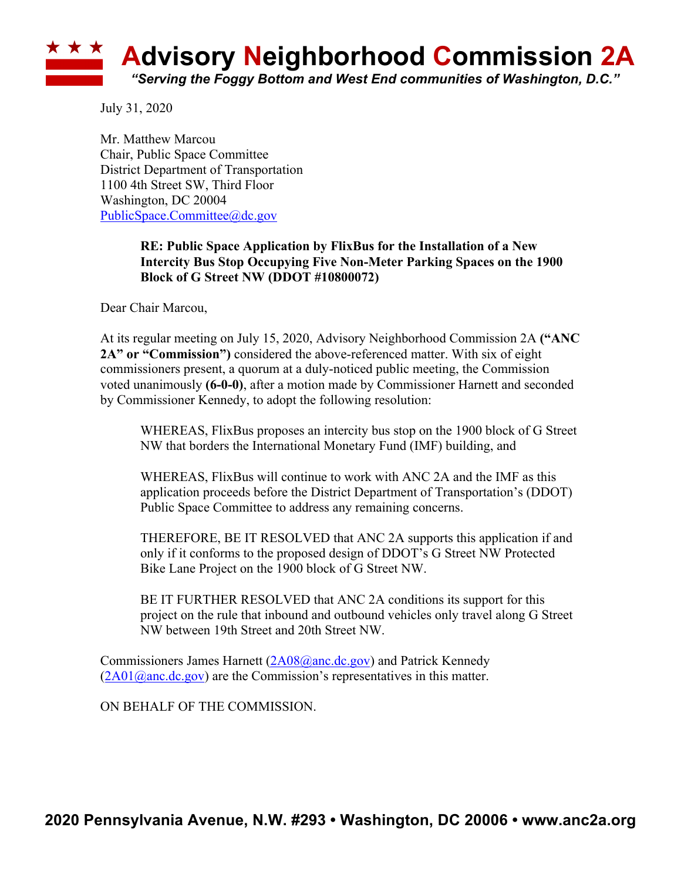# Advisory Neighborhood Commission 2A

*"Serving the Foggy Bottom and West End communities of Washington, D.C."*

July 31, 2020

Mr. Matthew Marcou
Chair, Public Space Committee
District Department of Transportation
1100 4th Street SW, Third Floor
Washington, DC 20004
PublicSpace.Committee@dc.gov

**RE: Public Space Application by FlixBus for the Installation of a New Intercity Bus Stop Occupying Five Non-Meter Parking Spaces on the 1900 Block of G Street NW (DDOT #10800072)**

Dear Chair Marcou,

At its regular meeting on July 15, 2020, Advisory Neighborhood Commission 2A **("ANC 2A" or "Commission")** considered the above-referenced matter. With six of eight commissioners present, a quorum at a duly-noticed public meeting, the Commission voted unanimously **(6-0-0)**, after a motion made by Commissioner Harnett and seconded by Commissioner Kennedy, to adopt the following resolution:

> WHEREAS, FlixBus proposes an intercity bus stop on the 1900 block of G Street NW that borders the International Monetary Fund (IMF) building, and
>
> WHEREAS, FlixBus will continue to work with ANC 2A and the IMF as this application proceeds before the District Department of Transportation's (DDOT) Public Space Committee to address any remaining concerns.
>
> THEREFORE, BE IT RESOLVED that ANC 2A supports this application if and only if it conforms to the proposed design of DDOT's G Street NW Protected Bike Lane Project on the 1900 block of G Street NW.
>
> BE IT FURTHER RESOLVED that ANC 2A conditions its support for this project on the rule that inbound and outbound vehicles only travel along G Street NW between 19th Street and 20th Street NW.

Commissioners James Harnett (2A08@anc.dc.gov) and Patrick Kennedy (2A01@anc.dc.gov) are the Commission's representatives in this matter.

ON BEHALF OF THE COMMISSION.

**2020 Pennsylvania Avenue, N.W. #293 • Washington, DC 20006 • www.anc2a.org**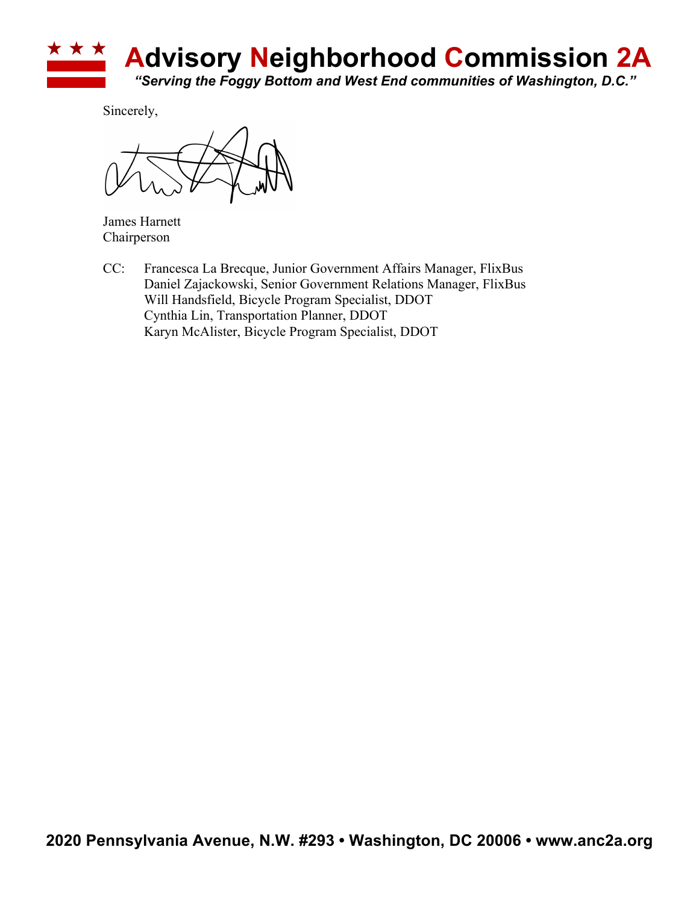Sincerely,

James Harnett
Chairperson

CC: Francesca La Brecque, Junior Government Affairs Manager, FlixBus
Daniel Zajackowski, Senior Government Relations Manager, FlixBus
Will Handsfield, Bicycle Program Specialist, DDOT
Cynthia Lin, Transportation Planner, DDOT
Karyn McAlister, Bicycle Program Specialist, DDOT